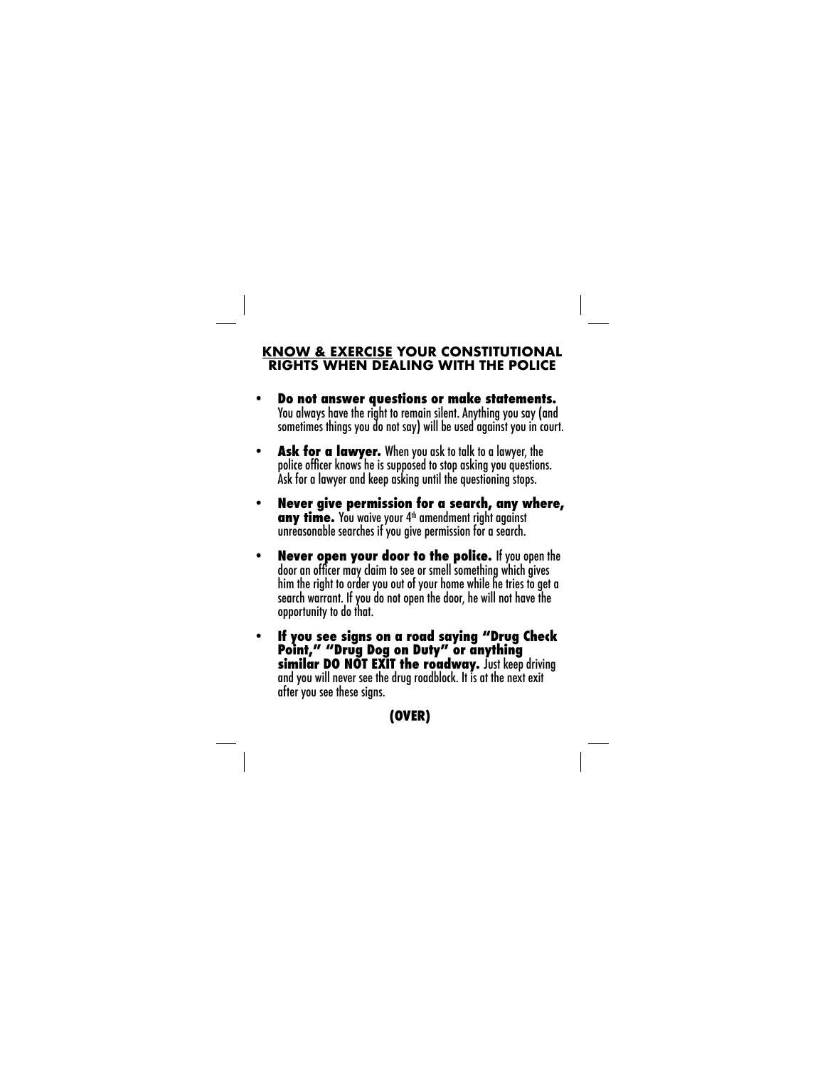## KNOW & EXERCISE YOUR CONSTITUTIONAL RIGHTS WHEN DEALING WITH THE POLICE

- **Do not answer questions or make statements.** You always have the right to remain silent. Anything you say (and sometimes things you do not say) will be used against you in court.
- **Ask for a lawyer.** When you ask to talk to a lawyer, the police officer knows he is supposed to stop asking you questions. Ask for a lawyer and keep asking until the questioning stops.
- **Never give permission for a search, any where, any time.** You waive your 4th amendment right against unreasonable searches if you give permission for a search.
- **Never open your door to the police.** If you open the door an officer may claim to see or smell something which gives him the right to order you out of your home while he tries to get a search warrant. If you do not open the door, he will not have the opportunity to do that.
- **If you see signs on a road saying "Drug Check Point," "Drug Dog on Duty" or anything similar DO NOT EXIT the roadway.** Just keep driving and you will never see the drug roadblock. It is at the next exit after you see these signs.

**(OVER)**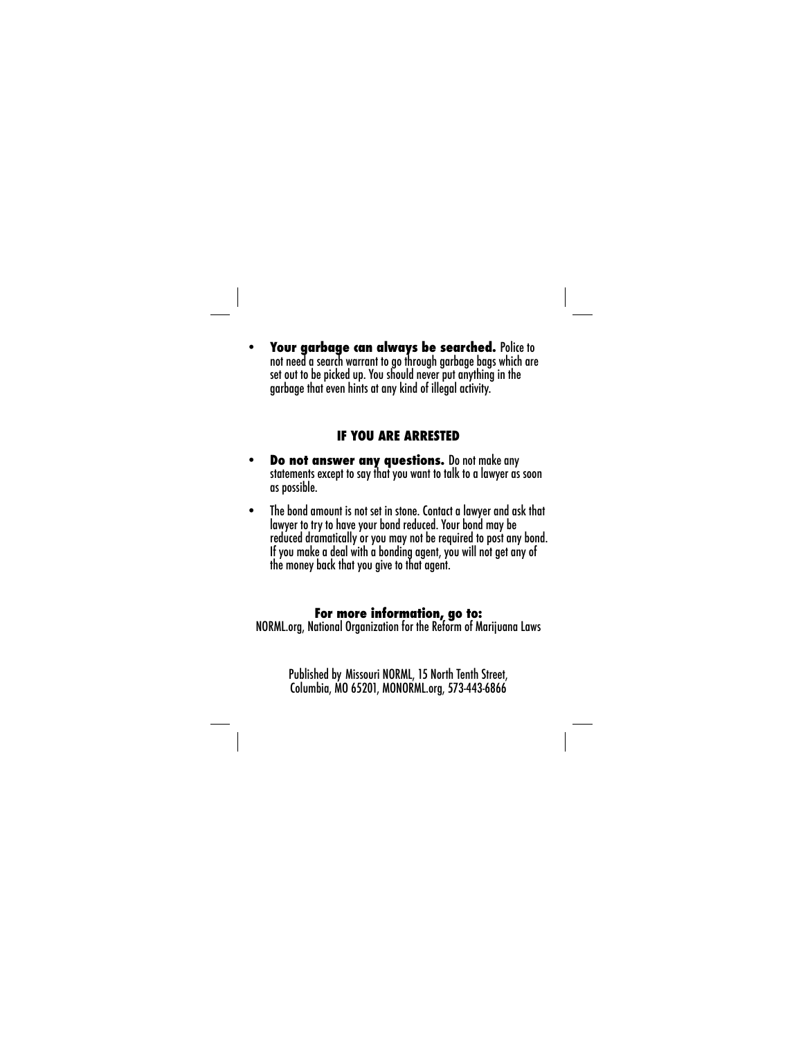- **Your garbage can always be searched.** Police to not need a search warrant to go through garbage bags which are set out to be picked up. You should never put anything in the garbage that even hints at any kind of illegal activity.

## IF YOU ARE ARRESTED

- **Do not answer any questions.** Do not make any statements except to say that you want to talk to a lawyer as soon as possible.
- The bond amount is not set in stone. Contact a lawyer and ask that lawyer to try to have your bond reduced. Your bond may be reduced dramatically or you may not be required to post any bond. If you make a deal with a bonding agent, you will not get any of the money back that you give to that agent.

**For more information, go to:**
NORML.org, National Organization for the Reform of Marijuana Laws

Published by Missouri NORML, 15 North Tenth Street, Columbia, MO 65201, MONORML.org, 573-443-6866